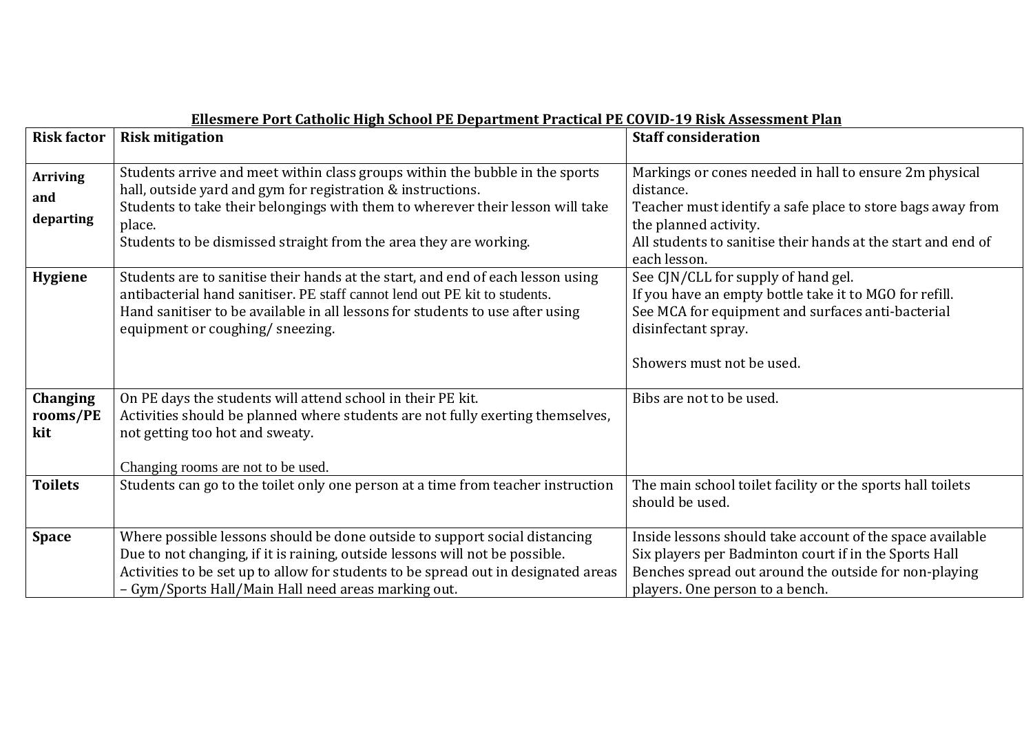**Ellesmere Port Catholic High School PE Department Practical PE COVID-19 Risk Assessment Plan**

| Risk factor | Risk mitigation | Staff consideration |
|---|---|---|
| **Arriving and departing** | Students arrive and meet within class groups within the bubble in the sports hall, outside yard and gym for registration & instructions.<br>Students to take their belongings with them to wherever their lesson will take place.<br>Students to be dismissed straight from the area they are working. | Markings or cones needed in hall to ensure 2m physical distance.<br>Teacher must identify a safe place to store bags away from the planned activity.<br>All students to sanitise their hands at the start and end of each lesson. |
| **Hygiene** | Students are to sanitise their hands at the start, and end of each lesson using antibacterial hand sanitiser. PE staff cannot lend out PE kit to students.<br>Hand sanitiser to be available in all lessons for students to use after using equipment or coughing/ sneezing. | See CJN/CLL for supply of hand gel.<br>If you have an empty bottle take it to MGO for refill.<br>See MCA for equipment and surfaces anti-bacterial disinfectant spray.<br><br>Showers must not be used. |
| **Changing rooms/PE kit** | On PE days the students will attend school in their PE kit.<br>Activities should be planned where students are not fully exerting themselves, not getting too hot and sweaty.<br><br>Changing rooms are not to be used. | Bibs are not to be used. |
| **Toilets** | Students can go to the toilet only one person at a time from teacher instruction | The main school toilet facility or the sports hall toilets should be used. |
| **Space** | Where possible lessons should be done outside to support social distancing<br>Due to not changing, if it is raining, outside lessons will not be possible.<br>Activities to be set up to allow for students to be spread out in designated areas – Gym/Sports Hall/Main Hall need areas marking out. | Inside lessons should take account of the space available<br>Six players per Badminton court if in the Sports Hall<br>Benches spread out around the outside for non-playing players. One person to a bench. |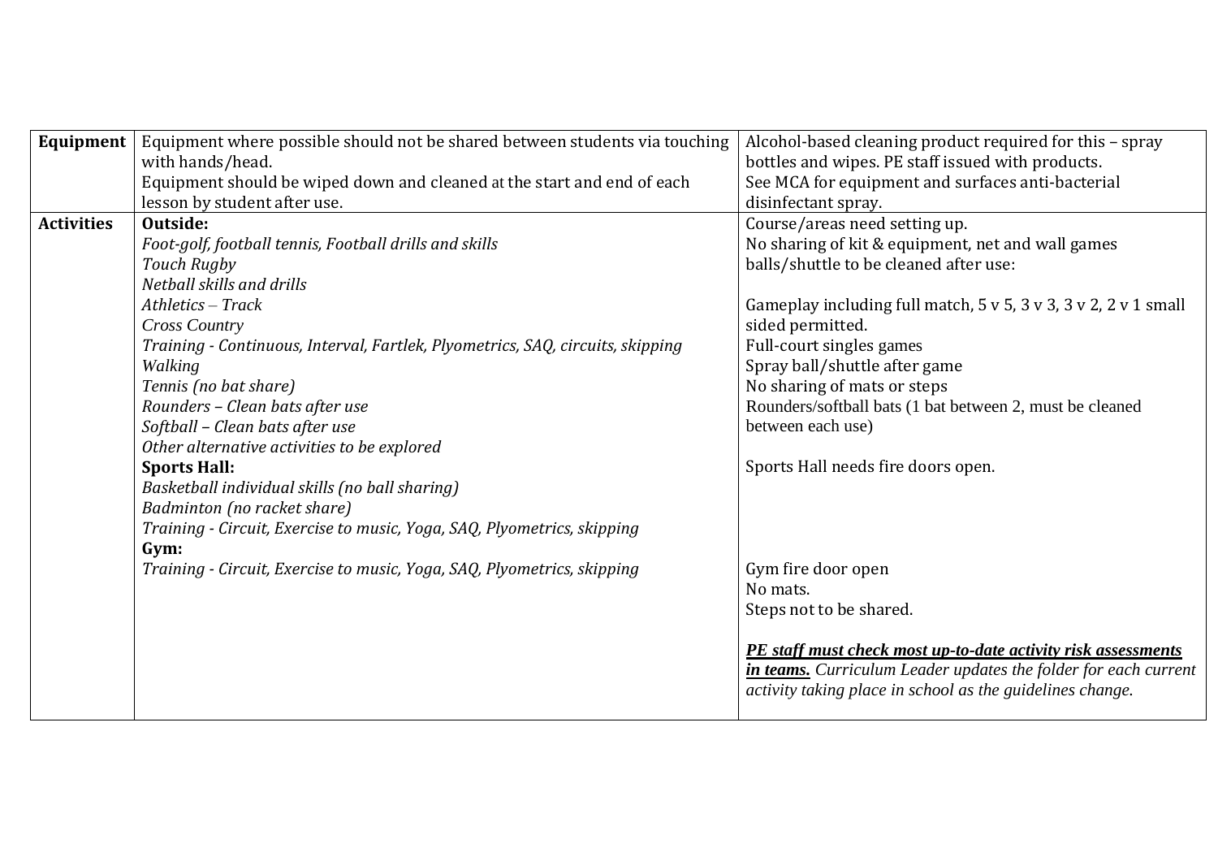| | | |
|---|---|---|
| **Equipment** | Equipment where possible should not be shared between students via touching with hands/head.<br>Equipment should be wiped down and cleaned at the start and end of each lesson by student after use. | Alcohol-based cleaning product required for this – spray bottles and wipes. PE staff issued with products.<br>See MCA for equipment and surfaces anti-bacterial disinfectant spray. |
| **Activities** | **Outside:**<br>*Foot-golf, football tennis, Football drills and skills*<br>*Touch Rugby*<br>*Netball skills and drills*<br>*Athletics – Track*<br>*Cross Country*<br>*Training - Continuous, Interval, Fartlek, Plyometrics, SAQ, circuits, skipping*<br>*Walking*<br>*Tennis (no bat share)*<br>*Rounders – Clean bats after use*<br>*Softball – Clean bats after use*<br>*Other alternative activities to be explored*<br>**Sports Hall:**<br>*Basketball individual skills (no ball sharing)*<br>*Badminton (no racket share)*<br>*Training - Circuit, Exercise to music, Yoga, SAQ, Plyometrics, skipping*<br>**Gym:**<br>*Training - Circuit, Exercise to music, Yoga, SAQ, Plyometrics, skipping* | Course/areas need setting up.<br>No sharing of kit & equipment, net and wall games balls/shuttle to be cleaned after use:<br><br>Gameplay including full match, 5 v 5, 3 v 3, 3 v 2, 2 v 1 small sided permitted.<br>Full-court singles games<br>Spray ball/shuttle after game<br>No sharing of mats or steps<br>Rounders/softball bats (1 bat between 2, must be cleaned between each use)<br><br>Sports Hall needs fire doors open.<br><br>Gym fire door open<br>No mats.<br>Steps not to be shared.<br><br>***PE staff must check most up-to-date activity risk assessments in teams.*** *Curriculum Leader updates the folder for each current activity taking place in school as the guidelines change.* |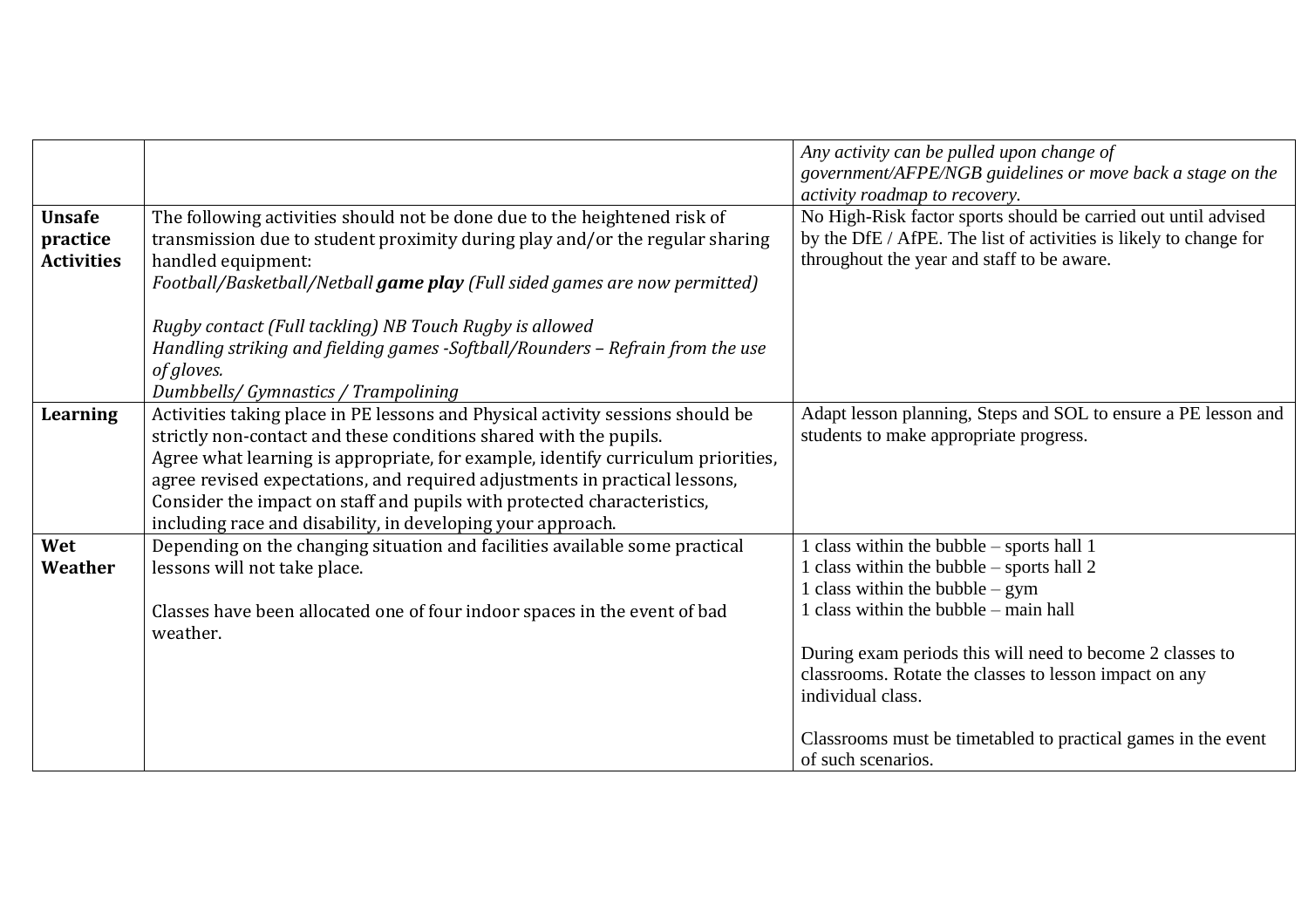|  |  |  |
|---|---|---|
|  |  | *Any activity can be pulled upon change of government/AFPE/NGB guidelines or move back a stage on the activity roadmap to recovery.* |
| **Unsafe practice Activities** | The following activities should not be done due to the heightened risk of transmission due to student proximity during play and/or the regular sharing handled equipment:<br>*Football/Basketball/Netball* ***game play*** *(Full sided games are now permitted)*<br><br>*Rugby contact (Full tackling) NB Touch Rugby is allowed*<br>*Handling striking and fielding games -Softball/Rounders – Refrain from the use of gloves.*<br>*Dumbbells/ Gymnastics / Trampolining* | No High-Risk factor sports should be carried out until advised by the DfE / AfPE. The list of activities is likely to change for throughout the year and staff to be aware. |
| **Learning** | Activities taking place in PE lessons and Physical activity sessions should be strictly non-contact and these conditions shared with the pupils.<br>Agree what learning is appropriate, for example, identify curriculum priorities, agree revised expectations, and required adjustments in practical lessons, Consider the impact on staff and pupils with protected characteristics, including race and disability, in developing your approach. | Adapt lesson planning, Steps and SOL to ensure a PE lesson and students to make appropriate progress. |
| **Wet Weather** | Depending on the changing situation and facilities available some practical lessons will not take place.<br><br>Classes have been allocated one of four indoor spaces in the event of bad weather. | 1 class within the bubble – sports hall 1<br>1 class within the bubble – sports hall 2<br>1 class within the bubble – gym<br>1 class within the bubble – main hall<br><br>During exam periods this will need to become 2 classes to classrooms. Rotate the classes to lesson impact on any individual class.<br><br>Classrooms must be timetabled to practical games in the event of such scenarios. |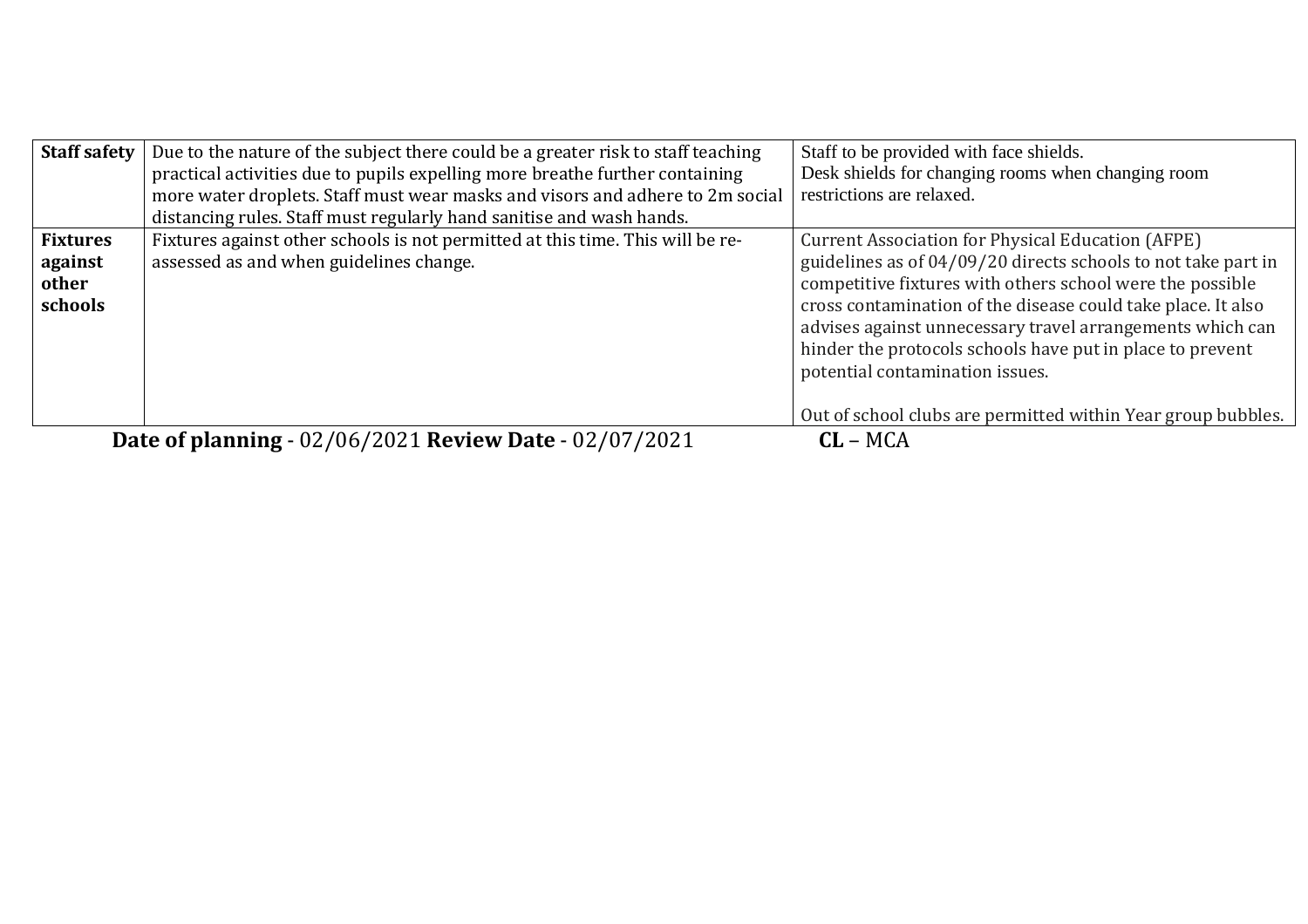| | | |
|---|---|---|
| **Staff safety** | Due to the nature of the subject there could be a greater risk to staff teaching practical activities due to pupils expelling more breathe further containing more water droplets. Staff must wear masks and visors and adhere to 2m social distancing rules. Staff must regularly hand sanitise and wash hands. | Staff to be provided with face shields.<br>Desk shields for changing rooms when changing room restrictions are relaxed. |
| **Fixtures against other schools** | Fixtures against other schools is not permitted at this time. This will be re-assessed as and when guidelines change. | Current Association for Physical Education (AFPE) guidelines as of 04/09/20 directs schools to not take part in competitive fixtures with others school were the possible cross contamination of the disease could take place. It also advises against unnecessary travel arrangements which can hinder the protocols schools have put in place to prevent potential contamination issues.<br><br>Out of school clubs are permitted within Year group bubbles. |

**Date of planning** - 02/06/2021 **Review Date** - 02/07/2021 **CL** – MCA